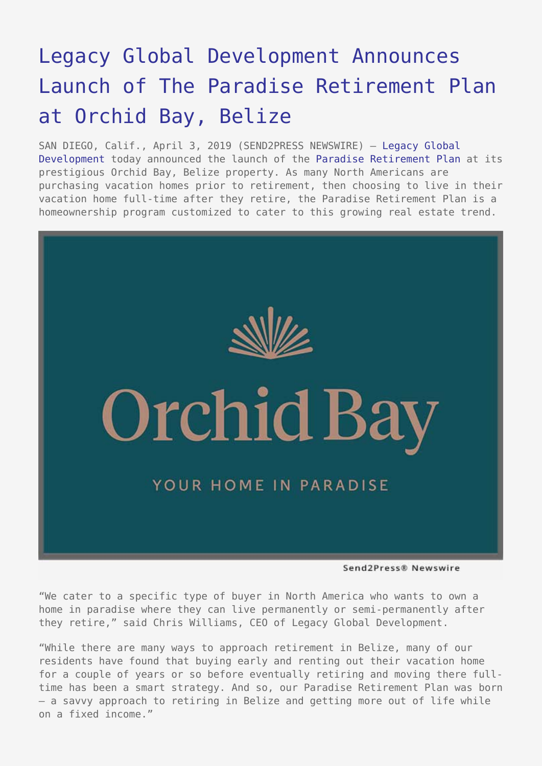# Legacy Global Development Announces Launch of The Paradise Retirement Plan at Orchid Bay, Belize

SAN DIEGO, Calif., April 3, 2019 (SEND2PRESS NEWSWIRE) — Legacy Global Development today announced the launch of the Paradise Retirement Plan at its prestigious Orchid Bay, Belize property. As many North Americans are purchasing vacation homes prior to retirement, then choosing to live in their vacation home full-time after they retire, the Paradise Retirement Plan is a homeownership program customized to cater to this growing real estate trend.

"We cater to a specific type of buyer in North America who wants to own a home in paradise where they can live permanently or semi-permanently after they retire," said Chris Williams, CEO of Legacy Global Development.

"While there are many ways to approach retirement in Belize, many of our residents have found that buying early and renting out their vacation home for a couple of years or so before eventually retiring and moving there full-time has been a smart strategy. And so, our Paradise Retirement Plan was born — a savvy approach to retiring in Belize and getting more out of life while on a fixed income."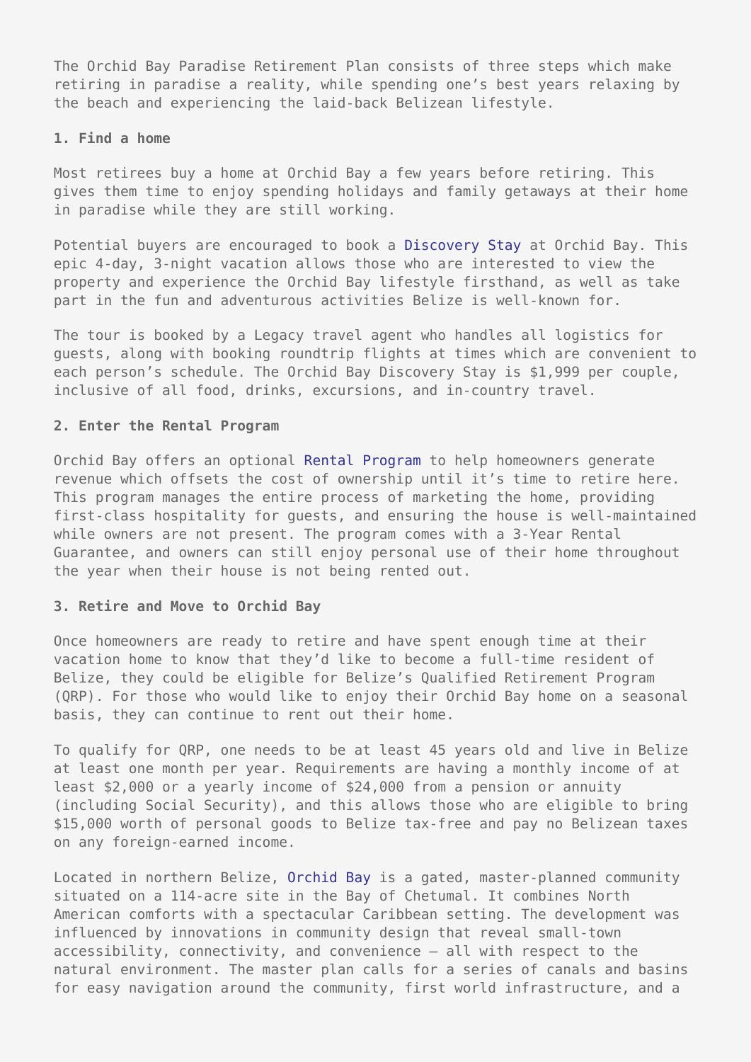The Orchid Bay Paradise Retirement Plan consists of three steps which make retiring in paradise a reality, while spending one's best years relaxing by the beach and experiencing the laid-back Belizean lifestyle.

**1. Find a home**

Most retirees buy a home at Orchid Bay a few years before retiring. This gives them time to enjoy spending holidays and family getaways at their home in paradise while they are still working.

Potential buyers are encouraged to book a Discovery Stay at Orchid Bay. This epic 4-day, 3-night vacation allows those who are interested to view the property and experience the Orchid Bay lifestyle firsthand, as well as take part in the fun and adventurous activities Belize is well-known for.

The tour is booked by a Legacy travel agent who handles all logistics for guests, along with booking roundtrip flights at times which are convenient to each person's schedule. The Orchid Bay Discovery Stay is $1,999 per couple, inclusive of all food, drinks, excursions, and in-country travel.

**2. Enter the Rental Program**

Orchid Bay offers an optional Rental Program to help homeowners generate revenue which offsets the cost of ownership until it's time to retire here. This program manages the entire process of marketing the home, providing first-class hospitality for guests, and ensuring the house is well-maintained while owners are not present. The program comes with a 3-Year Rental Guarantee, and owners can still enjoy personal use of their home throughout the year when their house is not being rented out.

**3. Retire and Move to Orchid Bay**

Once homeowners are ready to retire and have spent enough time at their vacation home to know that they'd like to become a full-time resident of Belize, they could be eligible for Belize's Qualified Retirement Program (QRP). For those who would like to enjoy their Orchid Bay home on a seasonal basis, they can continue to rent out their home.

To qualify for QRP, one needs to be at least 45 years old and live in Belize at least one month per year. Requirements are having a monthly income of at least $2,000 or a yearly income of $24,000 from a pension or annuity (including Social Security), and this allows those who are eligible to bring $15,000 worth of personal goods to Belize tax-free and pay no Belizean taxes on any foreign-earned income.

Located in northern Belize, Orchid Bay is a gated, master-planned community situated on a 114-acre site in the Bay of Chetumal. It combines North American comforts with a spectacular Caribbean setting. The development was influenced by innovations in community design that reveal small-town accessibility, connectivity, and convenience – all with respect to the natural environment. The master plan calls for a series of canals and basins for easy navigation around the community, first world infrastructure, and a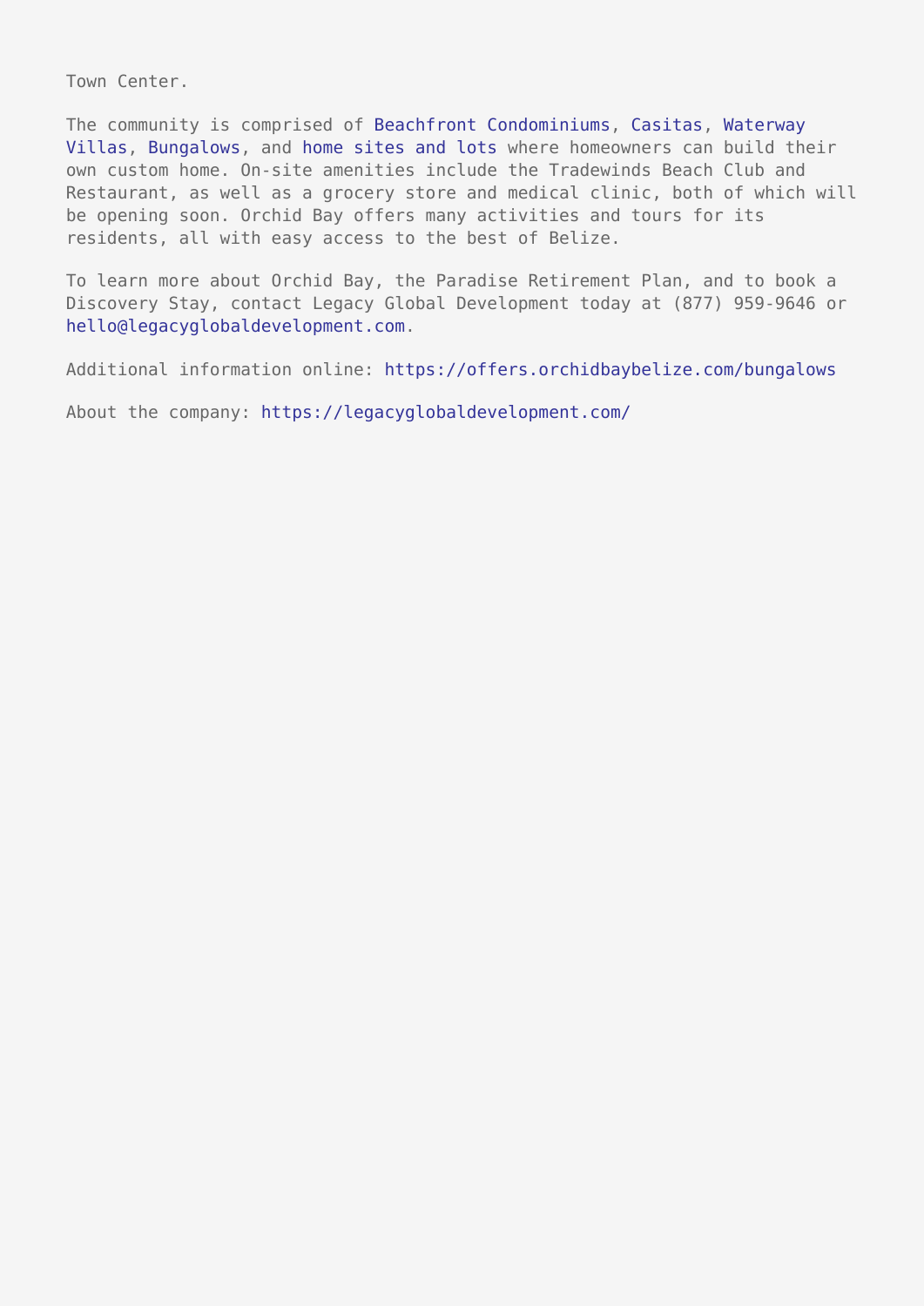Town Center.

The community is comprised of Beachfront Condominiums, Casitas, Waterway Villas, Bungalows, and home sites and lots where homeowners can build their own custom home. On-site amenities include the Tradewinds Beach Club and Restaurant, as well as a grocery store and medical clinic, both of which will be opening soon. Orchid Bay offers many activities and tours for its residents, all with easy access to the best of Belize.

To learn more about Orchid Bay, the Paradise Retirement Plan, and to book a Discovery Stay, contact Legacy Global Development today at (877) 959-9646 or hello@legacyglobaldevelopment.com.

Additional information online: https://offers.orchidbaybelize.com/bungalows

About the company: https://legacyglobaldevelopment.com/